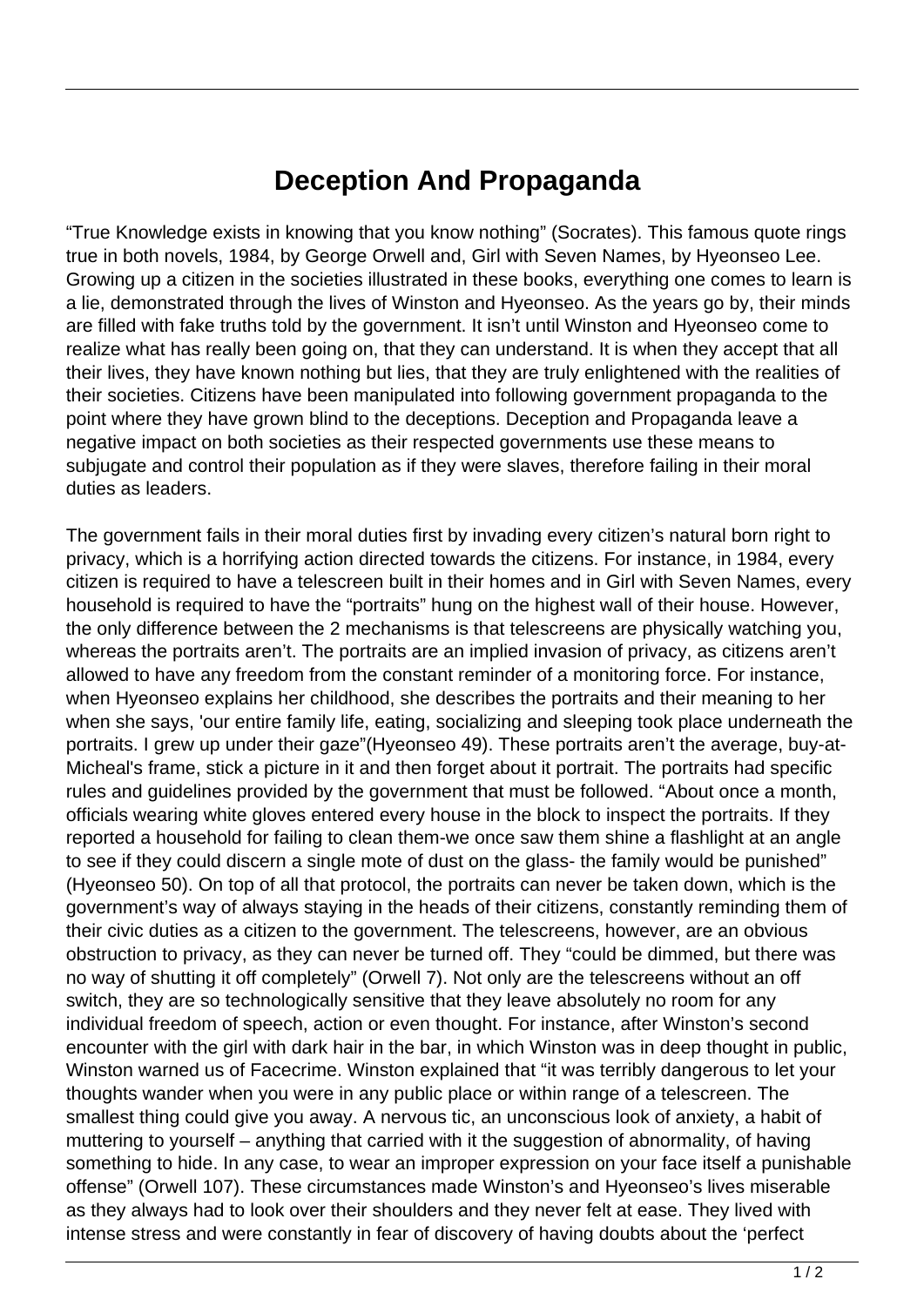# Deception And Propaganda

“True Knowledge exists in knowing that you know nothing” (Socrates). This famous quote rings true in both novels, 1984, by George Orwell and, Girl with Seven Names, by Hyeonseo Lee. Growing up a citizen in the societies illustrated in these books, everything one comes to learn is a lie, demonstrated through the lives of Winston and Hyeonseo. As the years go by, their minds are filled with fake truths told by the government. It isn’t until Winston and Hyeonseo come to realize what has really been going on, that they can understand. It is when they accept that all their lives, they have known nothing but lies, that they are truly enlightened with the realities of their societies. Citizens have been manipulated into following government propaganda to the point where they have grown blind to the deceptions. Deception and Propaganda leave a negative impact on both societies as their respected governments use these means to subjugate and control their population as if they were slaves, therefore failing in their moral duties as leaders.

The government fails in their moral duties first by invading every citizen’s natural born right to privacy, which is a horrifying action directed towards the citizens. For instance, in 1984, every citizen is required to have a telescreen built in their homes and in Girl with Seven Names, every household is required to have the “portraits” hung on the highest wall of their house. However, the only difference between the 2 mechanisms is that telescreens are physically watching you, whereas the portraits aren’t. The portraits are an implied invasion of privacy, as citizens aren’t allowed to have any freedom from the constant reminder of a monitoring force. For instance, when Hyeonseo explains her childhood, she describes the portraits and their meaning to her when she says, 'our entire family life, eating, socializing and sleeping took place underneath the portraits. I grew up under their gaze”(Hyeonseo 49). These portraits aren’t the average, buy-at-Micheal's frame, stick a picture in it and then forget about it portrait. The portraits had specific rules and guidelines provided by the government that must be followed. “About once a month, officials wearing white gloves entered every house in the block to inspect the portraits. If they reported a household for failing to clean them-we once saw them shine a flashlight at an angle to see if they could discern a single mote of dust on the glass- the family would be punished” (Hyeonseo 50). On top of all that protocol, the portraits can never be taken down, which is the government’s way of always staying in the heads of their citizens, constantly reminding them of their civic duties as a citizen to the government. The telescreens, however, are an obvious obstruction to privacy, as they can never be turned off. They “could be dimmed, but there was no way of shutting it off completely” (Orwell 7). Not only are the telescreens without an off switch, they are so technologically sensitive that they leave absolutely no room for any individual freedom of speech, action or even thought. For instance, after Winston’s second encounter with the girl with dark hair in the bar, in which Winston was in deep thought in public, Winston warned us of Facecrime. Winston explained that “it was terribly dangerous to let your thoughts wander when you were in any public place or within range of a telescreen. The smallest thing could give you away. A nervous tic, an unconscious look of anxiety, a habit of muttering to yourself – anything that carried with it the suggestion of abnormality, of having something to hide. In any case, to wear an improper expression on your face itself a punishable offense” (Orwell 107). These circumstances made Winston’s and Hyeonseo’s lives miserable as they always had to look over their shoulders and they never felt at ease. They lived with intense stress and were constantly in fear of discovery of having doubts about the ‘perfect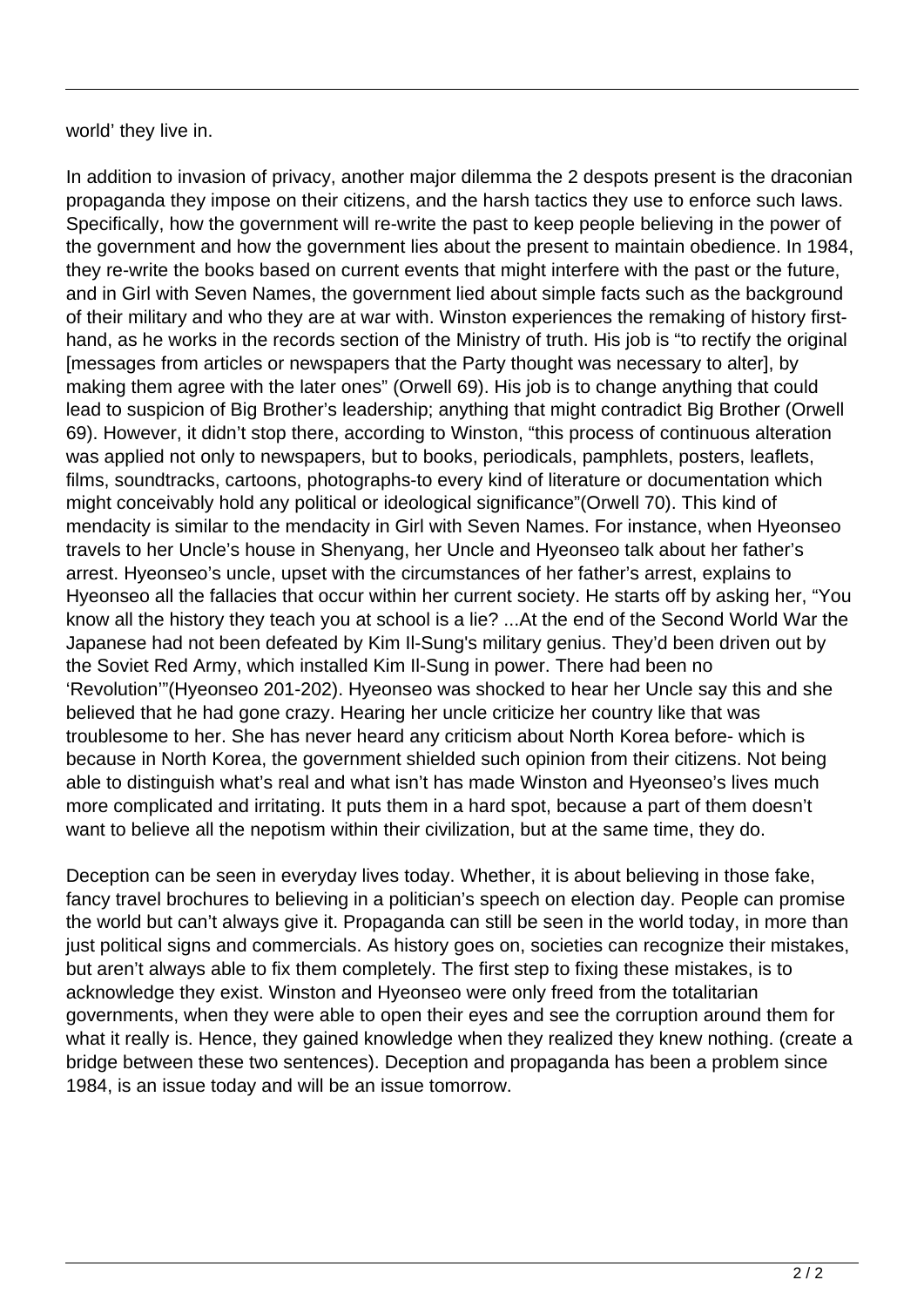world' they live in.

In addition to invasion of privacy, another major dilemma the 2 despots present is the draconian propaganda they impose on their citizens, and the harsh tactics they use to enforce such laws. Specifically, how the government will re-write the past to keep people believing in the power of the government and how the government lies about the present to maintain obedience. In 1984, they re-write the books based on current events that might interfere with the past or the future, and in Girl with Seven Names, the government lied about simple facts such as the background of their military and who they are at war with. Winston experiences the remaking of history first-hand, as he works in the records section of the Ministry of truth. His job is "to rectify the original [messages from articles or newspapers that the Party thought was necessary to alter], by making them agree with the later ones" (Orwell 69). His job is to change anything that could lead to suspicion of Big Brother's leadership; anything that might contradict Big Brother (Orwell 69). However, it didn't stop there, according to Winston, "this process of continuous alteration was applied not only to newspapers, but to books, periodicals, pamphlets, posters, leaflets, films, soundtracks, cartoons, photographs-to every kind of literature or documentation which might conceivably hold any political or ideological significance"(Orwell 70). This kind of mendacity is similar to the mendacity in Girl with Seven Names. For instance, when Hyeonseo travels to her Uncle's house in Shenyang, her Uncle and Hyeonseo talk about her father's arrest. Hyeonseo's uncle, upset with the circumstances of her father's arrest, explains to Hyeonseo all the fallacies that occur within her current society. He starts off by asking her, "You know all the history they teach you at school is a lie? ...At the end of the Second World War the Japanese had not been defeated by Kim Il-Sung's military genius. They'd been driven out by the Soviet Red Army, which installed Kim Il-Sung in power. There had been no 'Revolution'"(Hyeonseo 201-202). Hyeonseo was shocked to hear her Uncle say this and she believed that he had gone crazy. Hearing her uncle criticize her country like that was troublesome to her. She has never heard any criticism about North Korea before- which is because in North Korea, the government shielded such opinion from their citizens. Not being able to distinguish what's real and what isn't has made Winston and Hyeonseo's lives much more complicated and irritating. It puts them in a hard spot, because a part of them doesn't want to believe all the nepotism within their civilization, but at the same time, they do.

Deception can be seen in everyday lives today. Whether, it is about believing in those fake, fancy travel brochures to believing in a politician's speech on election day. People can promise the world but can't always give it. Propaganda can still be seen in the world today, in more than just political signs and commercials. As history goes on, societies can recognize their mistakes, but aren't always able to fix them completely. The first step to fixing these mistakes, is to acknowledge they exist. Winston and Hyeonseo were only freed from the totalitarian governments, when they were able to open their eyes and see the corruption around them for what it really is. Hence, they gained knowledge when they realized they knew nothing. (create a bridge between these two sentences). Deception and propaganda has been a problem since 1984, is an issue today and will be an issue tomorrow.